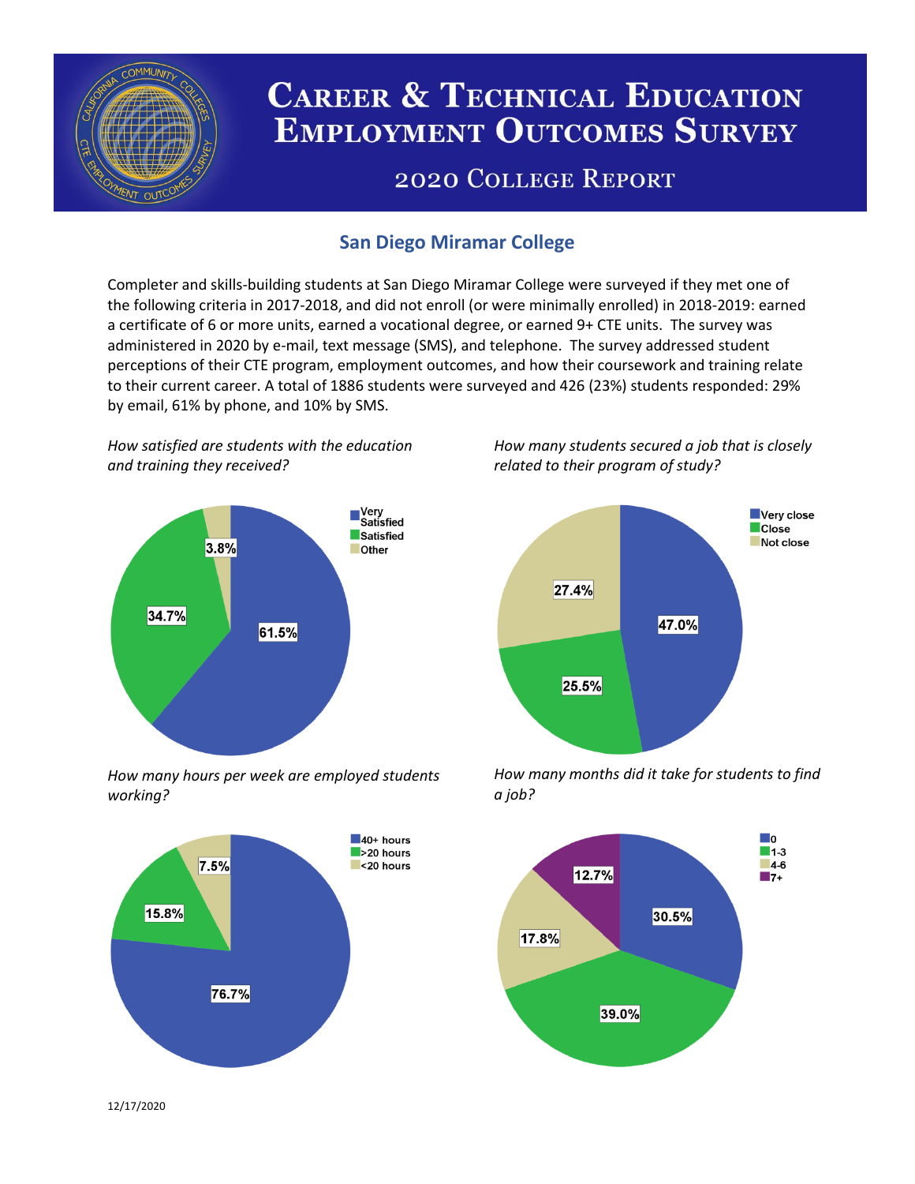# Career & Technical Education Employment Outcomes Survey

## 2020 College Report

### San Diego Miramar College

Completer and skills-building students at San Diego Miramar College were surveyed if they met one of the following criteria in 2017-2018, and did not enroll (or were minimally enrolled) in 2018-2019: earned a certificate of 6 or more units, earned a vocational degree, or earned 9+ CTE units. The survey was administered in 2020 by e-mail, text message (SMS), and telephone. The survey addressed student perceptions of their CTE program, employment outcomes, and how their coursework and training relate to their current career. A total of 1886 students were surveyed and 426 (23%) students responded: 29% by email, 61% by phone, and 10% by SMS.

*How satisfied are students with the education and training they received?*

| Response | Percent |
|---|---|
| Very Satisfied | 61.5% |
| Satisfied | 34.7% |
| Other | 3.8% |

*How many students secured a job that is closely related to their program of study?*

| Response | Percent |
|---|---|
| Very close | 47.0% |
| Close | 25.5% |
| Not close | 27.4% |

*How many hours per week are employed students working?*

| Response | Percent |
|---|---|
| 40+ hours | 76.7% |
| >20 hours | 15.8% |
| <20 hours | 7.5% |

*How many months did it take for students to find a job?*

| Response | Percent |
|---|---|
| 0 | 30.5% |
| 1-3 | 39.0% |
| 4-6 | 17.8% |
| 7+ | 12.7% |

12/17/2020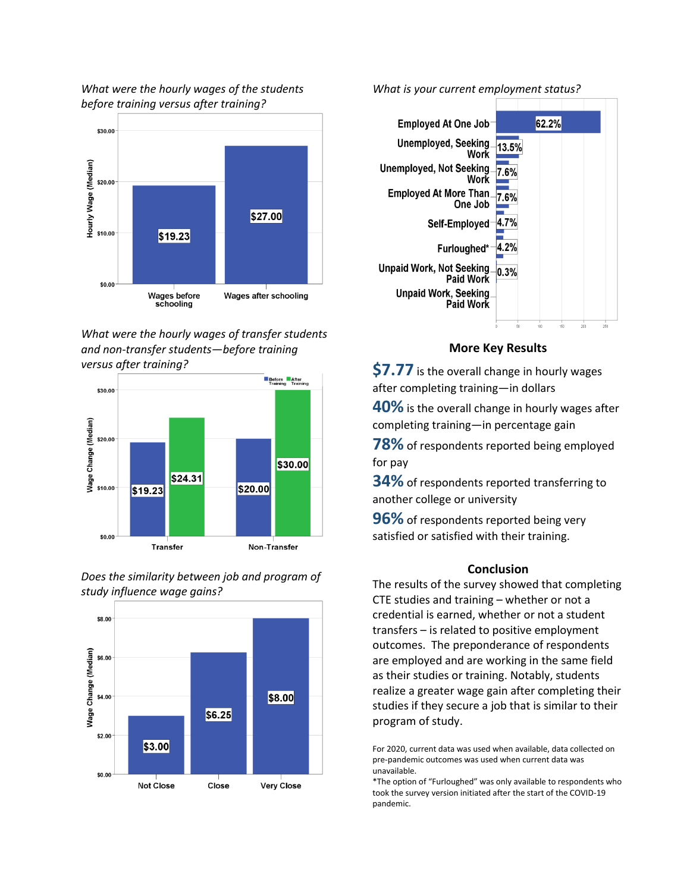*What were the hourly wages of the students before training versus after training?*

Hourly Wage (Median)

$30.00
$20.00
$10.00
$0.00

$19.23
$27.00

Wages before schooling
Wages after schooling

*What were the hourly wages of transfer students and non-transfer students—before training versus after training?*

Before Training
After Training

Wage Change (Median)

$30.00
$20.00
$10.00
$0.00

$19.23
$24.31
$20.00
$30.00

Transfer
Non-Transfer

*Does the similarity between job and program of study influence wage gains?*

Wage Change (Median)

$8.00
$6.00
$4.00
$2.00
$0.00

$3.00
$6.25
$8.00

Not Close
Close
Very Close

*What is your current employment status?*

Employed At One Job 62.2%
Unemployed, Seeking Work 13.5%
Unemployed, Not Seeking Work 7.6%
Employed At More Than One Job 7.6%
Self-Employed 4.7%
Furloughed* 4.2%
Unpaid Work, Not Seeking Paid Work 0.3%
Unpaid Work, Seeking Paid Work

0
50
100
150
200
250

## More Key Results

**$7.77** is the overall change in hourly wages after completing training—in dollars

**40%** is the overall change in hourly wages after completing training—in percentage gain

**78%** of respondents reported being employed for pay

**34%** of respondents reported transferring to another college or university

**96%** of respondents reported being very satisfied or satisfied with their training.

## Conclusion

The results of the survey showed that completing CTE studies and training – whether or not a credential is earned, whether or not a student transfers – is related to positive employment outcomes. The preponderance of respondents are employed and are working in the same field as their studies or training. Notably, students realize a greater wage gain after completing their studies if they secure a job that is similar to their program of study.

For 2020, current data was used when available, data collected on pre-pandemic outcomes was used when current data was unavailable.
*The option of "Furloughed" was only available to respondents who took the survey version initiated after the start of the COVID-19 pandemic.